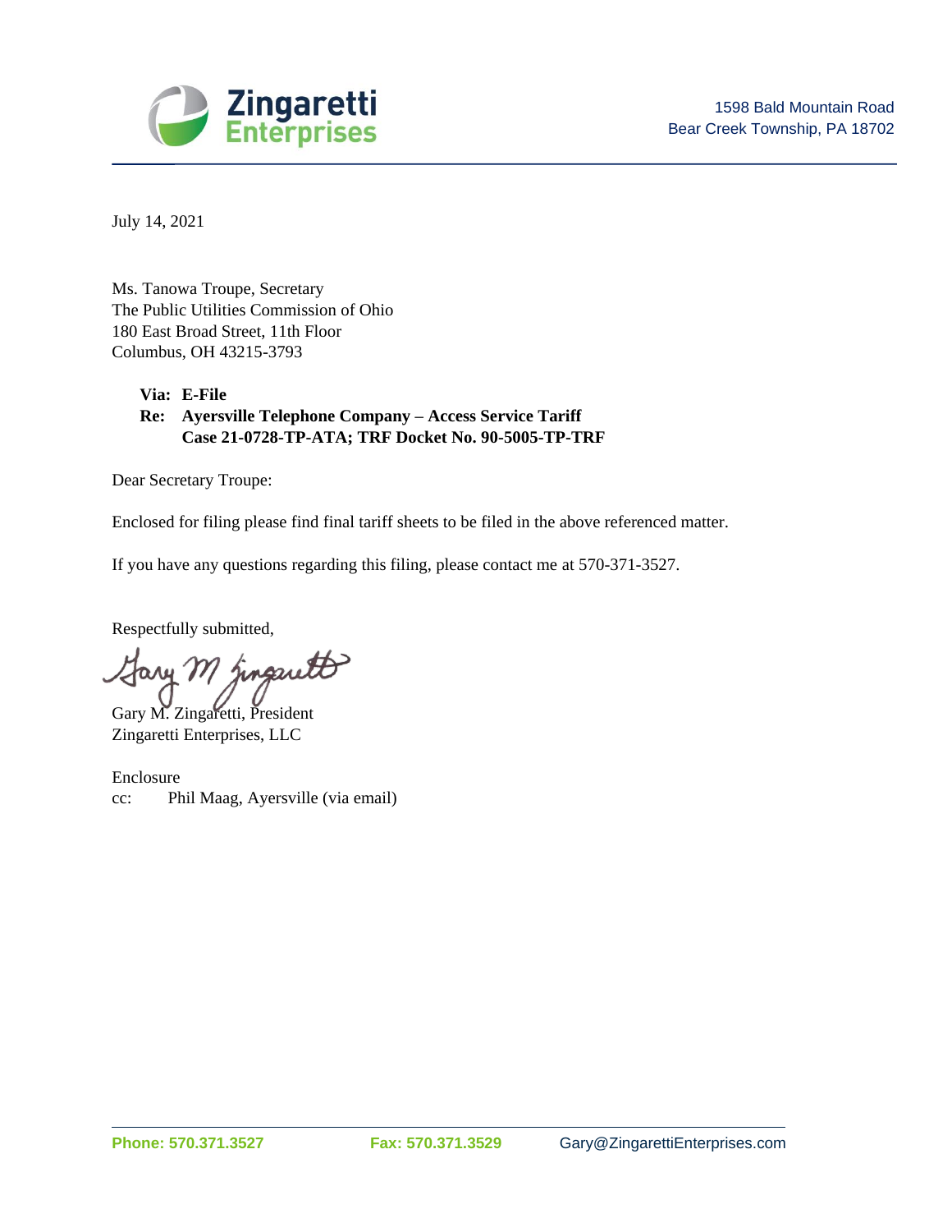**Zingaretti Enterprises**

1598 Bald Mountain Road
Bear Creek Township, PA 18702

July 14, 2021

Ms. Tanowa Troupe, Secretary
The Public Utilities Commission of Ohio
180 East Broad Street, 11th Floor
Columbus, OH 43215-3793

**Via: E-File**
**Re: Ayersville Telephone Company – Access Service Tariff**
**Case 21-0728-TP-ATA; TRF Docket No. 90-5005-TP-TRF**

Dear Secretary Troupe:

Enclosed for filing please find final tariff sheets to be filed in the above referenced matter.

If you have any questions regarding this filing, please contact me at 570-371-3527.

Respectfully submitted,

Gary M Zingaretti

Gary M. Zingaretti, President
Zingaretti Enterprises, LLC

Enclosure
cc: Phil Maag, Ayersville (via email)

Phone: 570.371.3527 Fax: 570.371.3529 Gary@ZingarettiEnterprises.com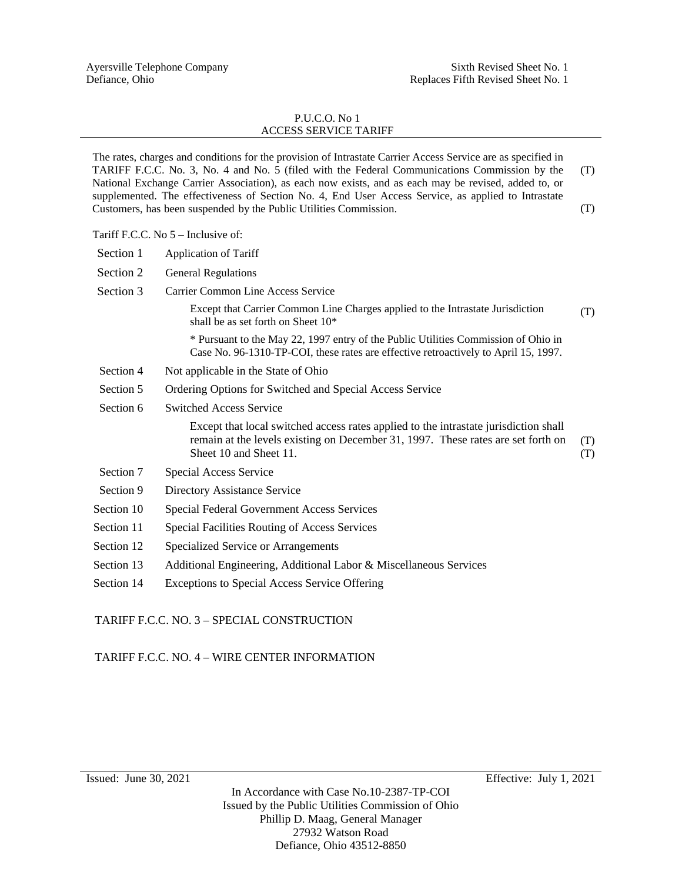Ayersville Telephone Company
Defiance, Ohio

Sixth Revised Sheet No. 1
Replaces Fifth Revised Sheet No. 1

P.U.C.O. No 1
ACCESS SERVICE TARIFF

The rates, charges and conditions for the provision of Intrastate Carrier Access Service are as specified in TARIFF F.C.C. No. 3, No. 4 and No. 5 (filed with the Federal Communications Commission by the National Exchange Carrier Association), as each now exists, and as each may be revised, added to, or supplemented. The effectiveness of Section No. 4, End User Access Service, as applied to Intrastate Customers, has been suspended by the Public Utilities Commission. (T) (T)

Tariff F.C.C. No 5 – Inclusive of:

| | | |
|---|---|---|
| Section 1 | Application of Tariff | |
| Section 2 | General Regulations | |
| Section 3 | Carrier Common Line Access Service | |
| | Except that Carrier Common Line Charges applied to the Intrastate Jurisdiction shall be as set forth on Sheet 10* | (T) |
| | * Pursuant to the May 22, 1997 entry of the Public Utilities Commission of Ohio in Case No. 96-1310-TP-COI, these rates are effective retroactively to April 15, 1997. | |
| Section 4 | Not applicable in the State of Ohio | |
| Section 5 | Ordering Options for Switched and Special Access Service | |
| Section 6 | Switched Access Service | |
| | Except that local switched access rates applied to the intrastate jurisdiction shall remain at the levels existing on December 31, 1997. These rates are set forth on Sheet 10 and Sheet 11. | (T) (T) |
| Section 7 | Special Access Service | |
| Section 9 | Directory Assistance Service | |
| Section 10 | Special Federal Government Access Services | |
| Section 11 | Special Facilities Routing of Access Services | |
| Section 12 | Specialized Service or Arrangements | |
| Section 13 | Additional Engineering, Additional Labor & Miscellaneous Services | |
| Section 14 | Exceptions to Special Access Service Offering | |

TARIFF F.C.C. NO. 3 – SPECIAL CONSTRUCTION

TARIFF F.C.C. NO. 4 – WIRE CENTER INFORMATION

Issued: June 30, 2021 Effective: July 1, 2021

In Accordance with Case No.10-2387-TP-COI
Issued by the Public Utilities Commission of Ohio
Phillip D. Maag, General Manager
27932 Watson Road
Defiance, Ohio 43512-8850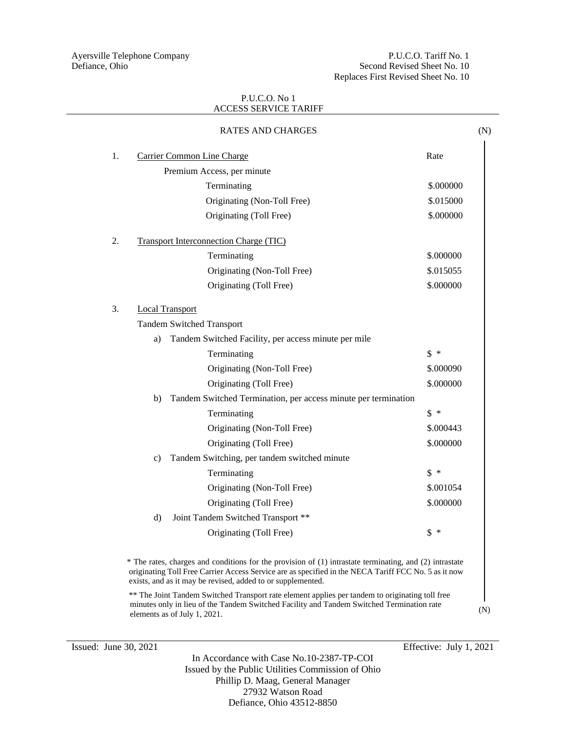Ayersville Telephone Company
Defiance, Ohio

P.U.C.O. Tariff No. 1
Second Revised Sheet No. 10
Replaces First Revised Sheet No. 10

P.U.C.O. No 1
ACCESS SERVICE TARIFF

## RATES AND CHARGES (N)

| | | Rate |
|---|---|---|
| 1. | Carrier Common Line Charge | Rate |
| | Premium Access, per minute | |
| | Terminating | \$.000000 |
| | Originating (Non-Toll Free) | \$.015000 |
| | Originating (Toll Free) | \$.000000 |
| 2. | Transport Interconnection Charge (TIC) | |
| | Terminating | \$.000000 |
| | Originating (Non-Toll Free) | \$.015055 |
| | Originating (Toll Free) | \$.000000 |
| 3. | Local Transport | |
| | Tandem Switched Transport | |
| | a) Tandem Switched Facility, per access minute per mile | |
| | Terminating | \$ * |
| | Originating (Non-Toll Free) | \$.000090 |
| | Originating (Toll Free) | \$.000000 |
| | b) Tandem Switched Termination, per access minute per termination | |
| | Terminating | \$ * |
| | Originating (Non-Toll Free) | \$.000443 |
| | Originating (Toll Free) | \$.000000 |
| | c) Tandem Switching, per tandem switched minute | |
| | Terminating | \$ * |
| | Originating (Non-Toll Free) | \$.001054 |
| | Originating (Toll Free) | \$.000000 |
| | d) Joint Tandem Switched Transport ** | |
| | Originating (Toll Free) | \$ * |

* The rates, charges and conditions for the provision of (1) intrastate terminating, and (2) intrastate originating Toll Free Carrier Access Service are as specified in the NECA Tariff FCC No. 5 as it now exists, and as it may be revised, added to or supplemented.

** The Joint Tandem Switched Transport rate element applies per tandem to originating toll free minutes only in lieu of the Tandem Switched Facility and Tandem Switched Termination rate elements as of July 1, 2021. (N)

Issued: June 30, 2021 Effective: July 1, 2021

In Accordance with Case No.10-2387-TP-COI
Issued by the Public Utilities Commission of Ohio
Phillip D. Maag, General Manager
27932 Watson Road
Defiance, Ohio 43512-8850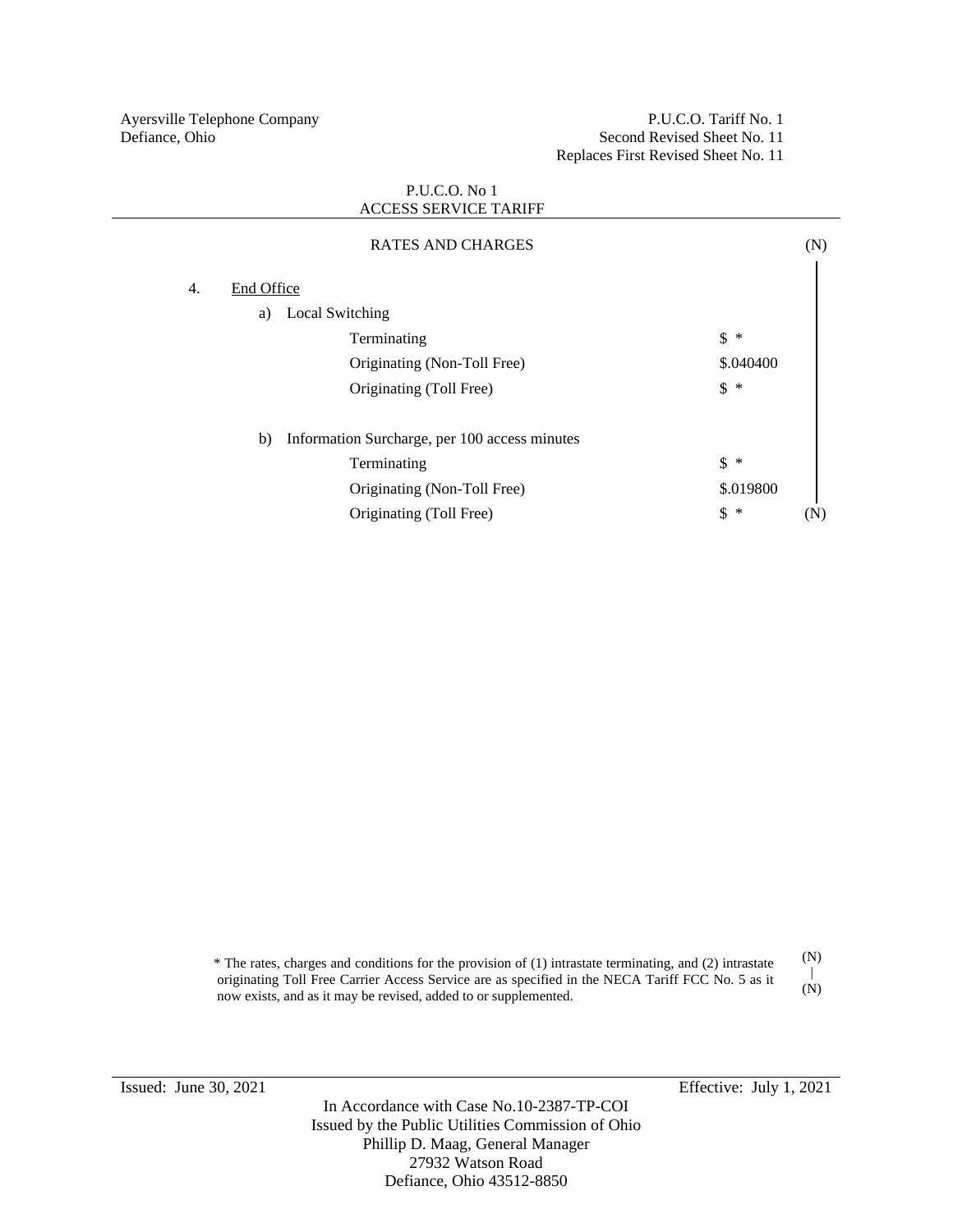Ayersville Telephone Company
Defiance, Ohio

P.U.C.O. Tariff No. 1
Second Revised Sheet No. 11
Replaces First Revised Sheet No. 11

P.U.C.O. No 1
ACCESS SERVICE TARIFF

RATES AND CHARGES (N)

4. End Office

a) Local Switching

| | |
|---|---|
| Terminating | $ * |
| Originating (Non-Toll Free) | $.040400 |
| Originating (Toll Free) | $ * |

b) Information Surcharge, per 100 access minutes

| | |
|---|---|
| Terminating | $ * |
| Originating (Non-Toll Free) | $.019800 |
| Originating (Toll Free) | $ * (N) |

\* The rates, charges and conditions for the provision of (1) intrastate terminating, and (2) intrastate originating Toll Free Carrier Access Service are as specified in the NECA Tariff FCC No. 5 as it now exists, and as it may be revised, added to or supplemented. (N) | (N)

Issued: June 30, 2021

Effective: July 1, 2021

In Accordance with Case No.10-2387-TP-COI
Issued by the Public Utilities Commission of Ohio
Phillip D. Maag, General Manager
27932 Watson Road
Defiance, Ohio 43512-8850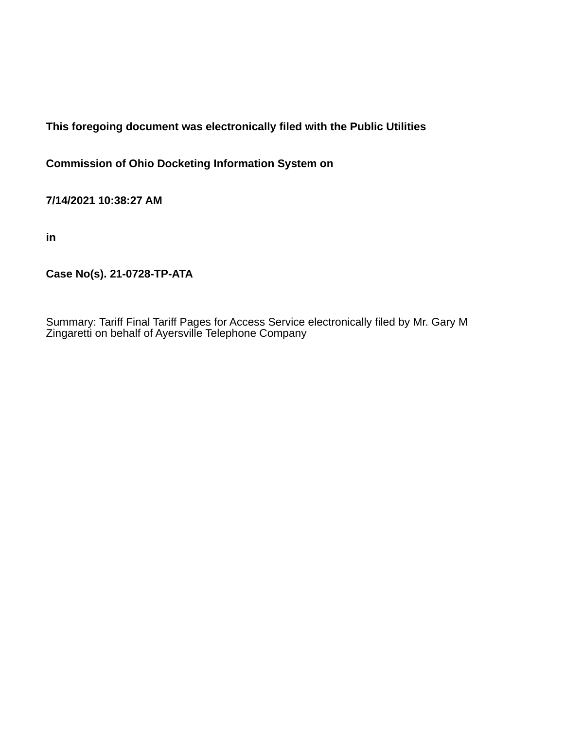**This foregoing document was electronically filed with the Public Utilities**

**Commission of Ohio Docketing Information System on**

**7/14/2021 10:38:27 AM**

**in**

**Case No(s). 21-0728-TP-ATA**

Summary: Tariff Final Tariff Pages for Access Service electronically filed by Mr. Gary M Zingaretti on behalf of Ayersville Telephone Company